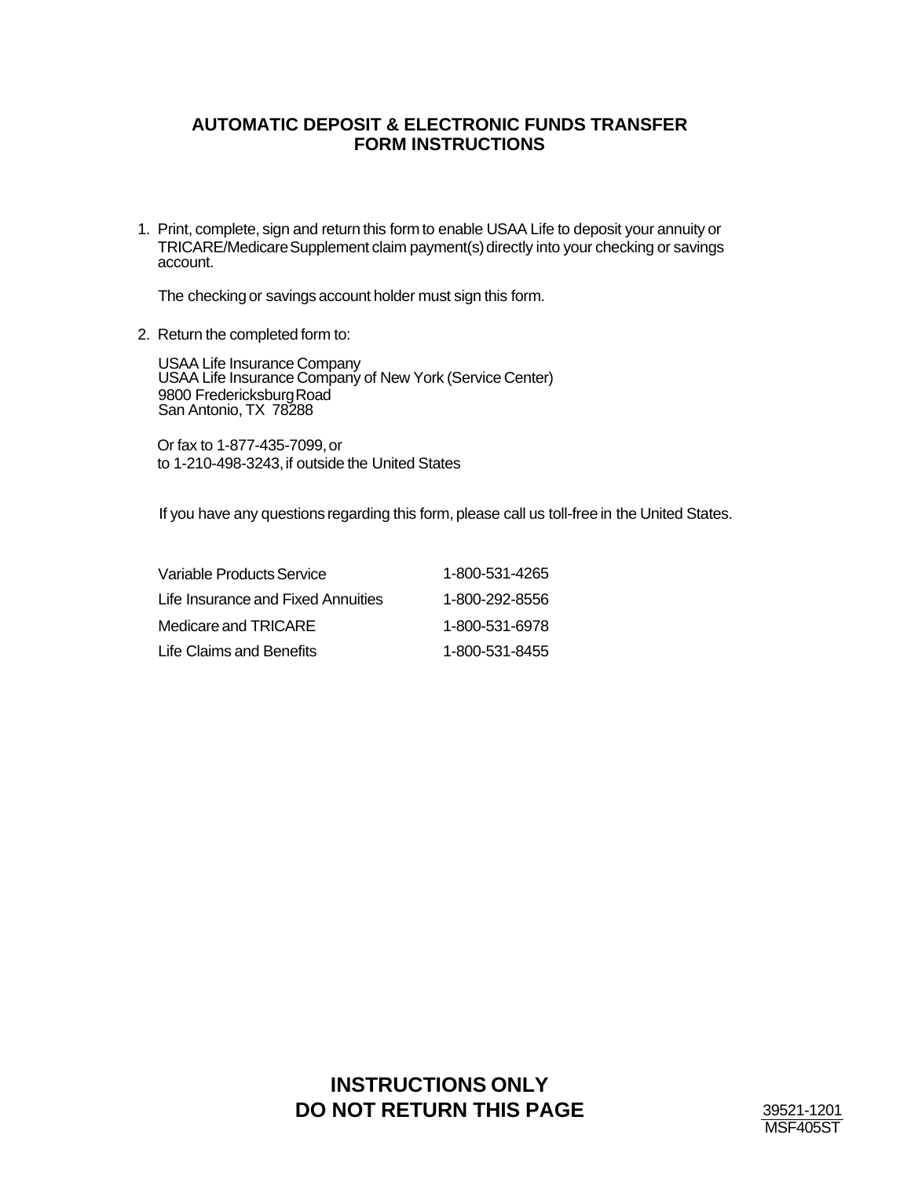# AUTOMATIC DEPOSIT & ELECTRONIC FUNDS TRANSFER FORM INSTRUCTIONS

1. Print, complete, sign and return this form to enable USAA Life to deposit your annuity or TRICARE/Medicare Supplement claim payment(s) directly into your checking or savings account.

   The checking or savings account holder must sign this form.

2. Return the completed form to:

   USAA Life Insurance Company
   USAA Life Insurance Company of New York (Service Center)
   9800 Fredericksburg Road
   San Antonio, TX 78288

   Or fax to 1-877-435-7099, or
   to 1-210-498-3243, if outside the United States

   If you have any questions regarding this form, please call us toll-free in the United States.

| | |
|---|---|
| Variable Products Service | 1-800-531-4265 |
| Life Insurance and Fixed Annuities | 1-800-292-8556 |
| Medicare and TRICARE | 1-800-531-6978 |
| Life Claims and Benefits | 1-800-531-8455 |

**INSTRUCTIONS ONLY**
**DO NOT RETURN THIS PAGE**

39521-1201
MSF405ST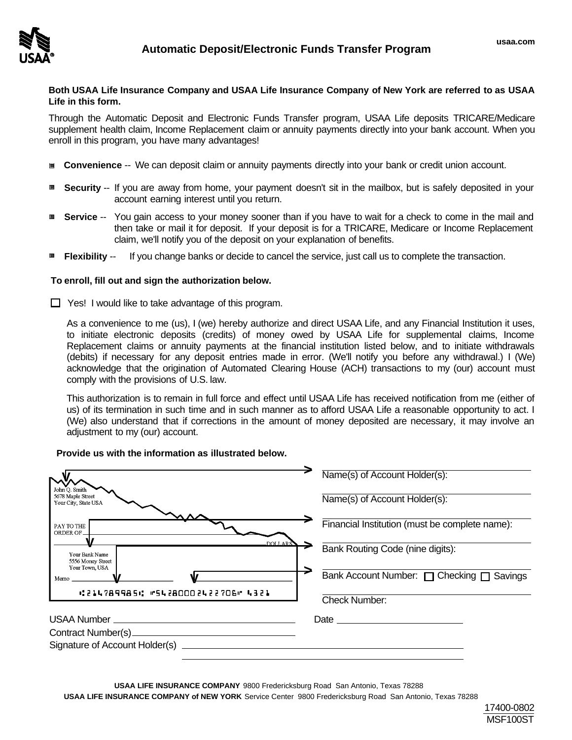# Automatic Deposit/Electronic Funds Transfer Program

usaa.com

**Both USAA Life Insurance Company and USAA Life Insurance Company of New York are referred to as USAA Life in this form.**

Through the Automatic Deposit and Electronic Funds Transfer program, USAA Life deposits TRICARE/Medicare supplement health claim, Income Replacement claim or annuity payments directly into your bank account. When you enroll in this program, you have many advantages!

- **Convenience** -- We can deposit claim or annuity payments directly into your bank or credit union account.
- **Security** -- If you are away from home, your payment doesn't sit in the mailbox, but is safely deposited in your account earning interest until you return.
- **Service** -- You gain access to your money sooner than if you have to wait for a check to come in the mail and then take or mail it for deposit. If your deposit is for a TRICARE, Medicare or Income Replacement claim, we'll notify you of the deposit on your explanation of benefits.
- **Flexibility** -- If you change banks or decide to cancel the service, just call us to complete the transaction.

**To enroll, fill out and sign the authorization below.**

☐ Yes! I would like to take advantage of this program.

As a convenience to me (us), I (we) hereby authorize and direct USAA Life, and any Financial Institution it uses, to initiate electronic deposits (credits) of money owed by USAA Life for supplemental claims, Income Replacement claims or annuity payments at the financial institution listed below, and to initiate withdrawals (debits) if necessary for any deposit entries made in error. (We'll notify you before any withdrawal.) I (We) acknowledge that the origination of Automated Clearing House (ACH) transactions to my (our) account must comply with the provisions of U.S. law.

This authorization is to remain in full force and effect until USAA Life has received notification from me (either of us) of its termination in such time and in such manner as to afford USAA Life a reasonable opportunity to act. I (We) also understand that if corrections in the amount of money deposited are necessary, it may involve an adjustment to my (our) account.

**Provide us with the information as illustrated below.**

John Q. Smith
5678 Maple Street
Your City, State USA

PAY TO THE ORDER OF ________ DOLLARS

Your Bank Name
5556 Money Street
Your Town, USA

Memo ________

⑆214789985⑆ ⑈5428000242270б⑈ 4321

Name(s) of Account Holder(s): ____________________

Name(s) of Account Holder(s): ____________________

Financial Institution (must be complete name): ____________________

Bank Routing Code (nine digits): ____________________

Bank Account Number: ☐ Checking ☐ Savings ____________________

Check Number: ____________________

USAA Number ____________________ Date ____________________

Contract Number(s) ____________________

Signature of Account Holder(s) ____________________

____________________

**USAA LIFE INSURANCE COMPANY** 9800 Fredericksburg Road San Antonio, Texas 78288
**USAA LIFE INSURANCE COMPANY of NEW YORK** Service Center 9800 Fredericksburg Road San Antonio, Texas 78288

17400-0802
MSF100ST